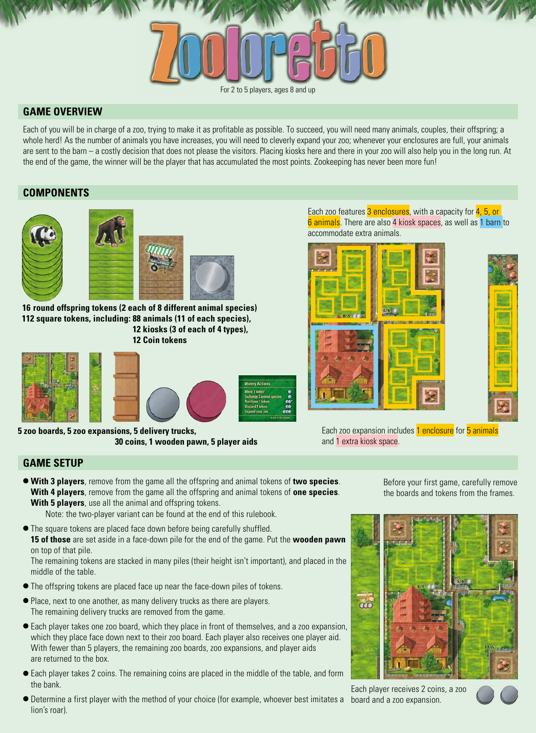# Zooloretto

For 2 to 5 players, ages 8 and up

## GAME OVERVIEW

Each of you will be in charge of a zoo, trying to make it as profitable as possible. To succeed, you will need many animals, couples, their offspring; a whole herd! As the number of animals you have increases, you will need to cleverly expand your zoo; whenever your enclosures are full, your animals are sent to the barn – a costly decision that does not please the visitors. Placing kiosks here and there in your zoo will also help you in the long run. At the end of the game, the winner will be the player that has accumulated the most points. Zookeeping has never been more fun!

## COMPONENTS

**16 round offspring tokens (2 each of 8 different animal species)**
**112 square tokens, including: 88 animals (11 of each species),**
**12 kiosks (3 of each of 4 types),**
**12 Coin tokens**

Money Actions
Move 1 token
Exchange 2 animal species
Purchase 1 token
Discard 1 token
Expand your zoo

**5 zoo boards, 5 zoo expansions, 5 delivery trucks,**
**30 coins, 1 wooden pawn, 5 player aids**

Each zoo features 3 enclosures, with a capacity for 4, 5, or 6 animals. There are also 4 kiosk spaces, as well as 1 barn to accommodate extra animals.

Each zoo expansion includes 1 enclosure for 5 animals and 1 extra kiosk space.

## GAME SETUP

- **With 3 players**, remove from the game all the offspring and animal tokens of **two species**. **With 4 players**, remove from the game all the offspring and animal tokens of **one species**. **With 5 players**, use all the animal and offspring tokens.
  Note: the two-player variant can be found at the end of this rulebook.
- The square tokens are placed face down before being carefully shuffled. **15 of those** are set aside in a face-down pile for the end of the game. Put the **wooden pawn** on top of that pile.
  The remaining tokens are stacked in many piles (their height isn't important), and placed in the middle of the table.
- The offspring tokens are placed face up near the face-down piles of tokens.
- Place, next to one another, as many delivery trucks as there are players. The remaining delivery trucks are removed from the game.
- Each player takes one zoo board, which they place in front of themselves, and a zoo expansion, which they place face down next to their zoo board. Each player also receives one player aid. With fewer than 5 players, the remaining zoo boards, zoo expansions, and player aids are returned to the box.
- Each player takes 2 coins. The remaining coins are placed in the middle of the table, and form the bank.
- Determine a first player with the method of your choice (for example, whoever best imitates a lion's roar).

Before your first game, carefully remove the boards and tokens from the frames.

Each player receives 2 coins, a zoo board and a zoo expansion.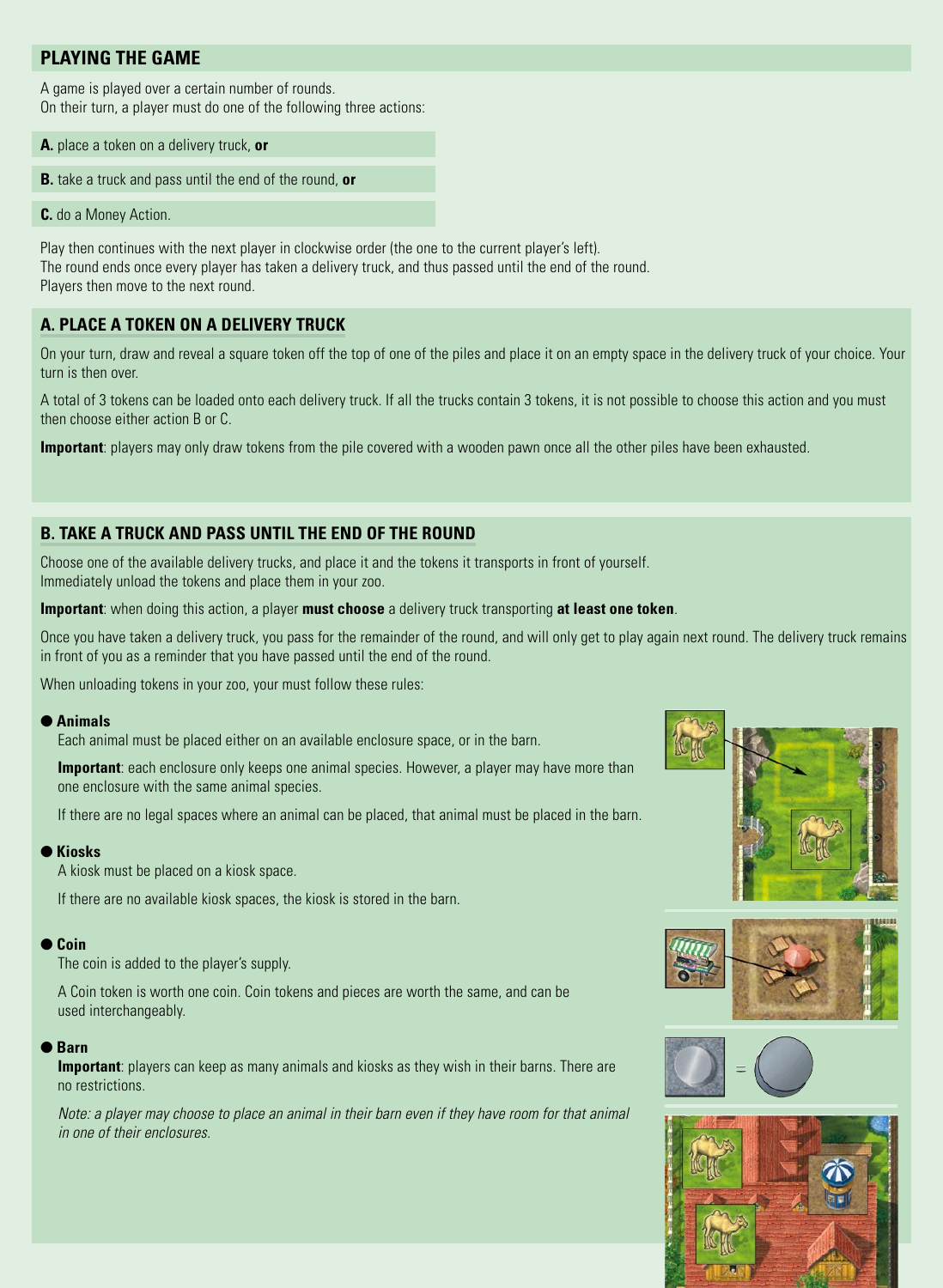## PLAYING THE GAME

A game is played over a certain number of rounds.
On their turn, a player must do one of the following three actions:

**A.** place a token on a delivery truck, **or**

**B.** take a truck and pass until the end of the round, **or**

**C.** do a Money Action.

Play then continues with the next player in clockwise order (the one to the current player's left).
The round ends once every player has taken a delivery truck, and thus passed until the end of the round.
Players then move to the next round.

## A. PLACE A TOKEN ON A DELIVERY TRUCK

On your turn, draw and reveal a square token off the top of one of the piles and place it on an empty space in the delivery truck of your choice. Your turn is then over.

A total of 3 tokens can be loaded onto each delivery truck. If all the trucks contain 3 tokens, it is not possible to choose this action and you must then choose either action B or C.

**Important**: players may only draw tokens from the pile covered with a wooden pawn once all the other piles have been exhausted.

## B. TAKE A TRUCK AND PASS UNTIL THE END OF THE ROUND

Choose one of the available delivery trucks, and place it and the tokens it transports in front of yourself. Immediately unload the tokens and place them in your zoo.

**Important**: when doing this action, a player **must choose** a delivery truck transporting **at least one token**.

Once you have taken a delivery truck, you pass for the remainder of the round, and will only get to play again next round. The delivery truck remains in front of you as a reminder that you have passed until the end of the round.

When unloading tokens in your zoo, your must follow these rules:

- **Animals**

  Each animal must be placed either on an available enclosure space, or in the barn.

  **Important**: each enclosure only keeps one animal species. However, a player may have more than one enclosure with the same animal species.

  If there are no legal spaces where an animal can be placed, that animal must be placed in the barn.

- **Kiosks**

  A kiosk must be placed on a kiosk space.

  If there are no available kiosk spaces, the kiosk is stored in the barn.

- **Coin**

  The coin is added to the player's supply.

  A Coin token is worth one coin. Coin tokens and pieces are worth the same, and can be used interchangeably.

- **Barn**

  **Important**: players can keep as many animals and kiosks as they wish in their barns. There are no restrictions.

  *Note: a player may choose to place an animal in their barn even if they have room for that animal in one of their enclosures.*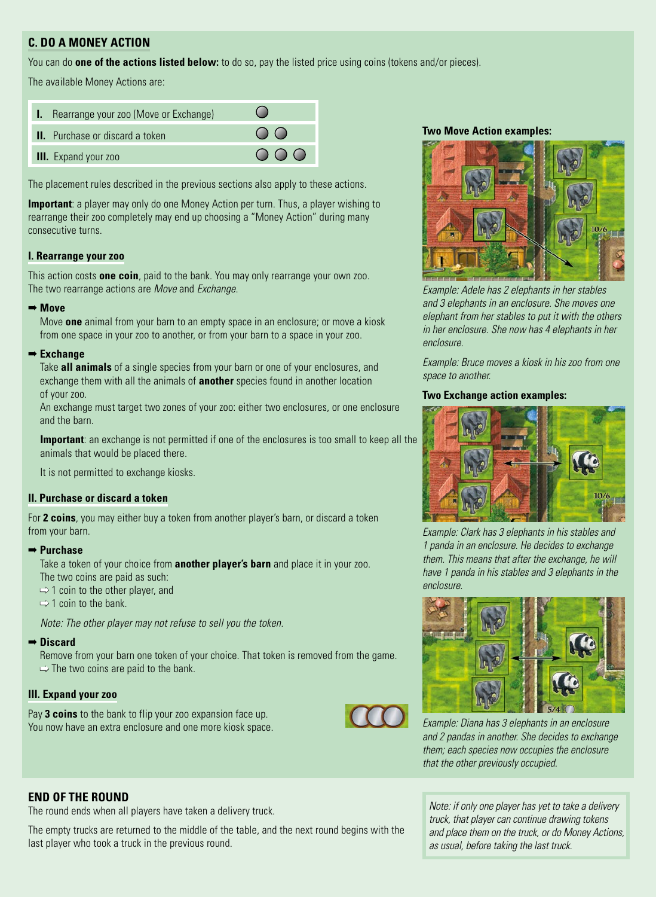## C. DO A MONEY ACTION

You can do **one of the actions listed below:** to do so, pay the listed price using coins (tokens and/or pieces).

The available Money Actions are:

| Action | Cost |
|---|---|
| **I.** Rearrange your zoo (Move or Exchange) | ○ |
| **II.** Purchase or discard a token | ○ ○ |
| **III.** Expand your zoo | ○ ○ ○ |

The placement rules described in the previous sections also apply to these actions.

**Important**: a player may only do one Money Action per turn. Thus, a player wishing to rearrange their zoo completely may end up choosing a "Money Action" during many consecutive turns.

### I. Rearrange your zoo

This action costs **one coin**, paid to the bank. You may only rearrange your own zoo. The two rearrange actions are *Move* and *Exchange*.

➡ **Move**

Move **one** animal from your barn to an empty space in an enclosure; or move a kiosk from one space in your zoo to another, or from your barn to a space in your zoo.

➡ **Exchange**

Take **all animals** of a single species from your barn or one of your enclosures, and exchange them with all the animals of **another** species found in another location of your zoo.

An exchange must target two zones of your zoo: either two enclosures, or one enclosure and the barn.

**Important**: an exchange is not permitted if one of the enclosures is too small to keep all the animals that would be placed there.

It is not permitted to exchange kiosks.

### II. Purchase or discard a token

For **2 coins**, you may either buy a token from another player's barn, or discard a token from your barn.

➡ **Purchase**

Take a token of your choice from **another player's barn** and place it in your zoo. The two coins are paid as such:

⇨ 1 coin to the other player, and

⇨ 1 coin to the bank.

*Note: The other player may not refuse to sell you the token.*

➡ **Discard**

Remove from your barn one token of your choice. That token is removed from the game.

⇨ The two coins are paid to the bank.

### III. Expand your zoo

Pay **3 coins** to the bank to flip your zoo expansion face up. You now have an extra enclosure and one more kiosk space.

**Two Move Action examples:**

*Example: Adele has 2 elephants in her stables and 3 elephants in an enclosure. She moves one elephant from her stables to put it with the others in her enclosure. She now has 4 elephants in her enclosure.*

*Example: Bruce moves a kiosk in his zoo from one space to another.*

**Two Exchange action examples:**

*Example: Clark has 3 elephants in his stables and 1 panda in an enclosure. He decides to exchange them. This means that after the exchange, he will have 1 panda in his stables and 3 elephants in the enclosure.*

*Example: Diana has 3 elephants in an enclosure and 2 pandas in another. She decides to exchange them; each species now occupies the enclosure that the other previously occupied.*

## END OF THE ROUND

The round ends when all players have taken a delivery truck.

The empty trucks are returned to the middle of the table, and the next round begins with the last player who took a truck in the previous round.

*Note: if only one player has yet to take a delivery truck, that player can continue drawing tokens and place them on the truck, or do Money Actions, as usual, before taking the last truck.*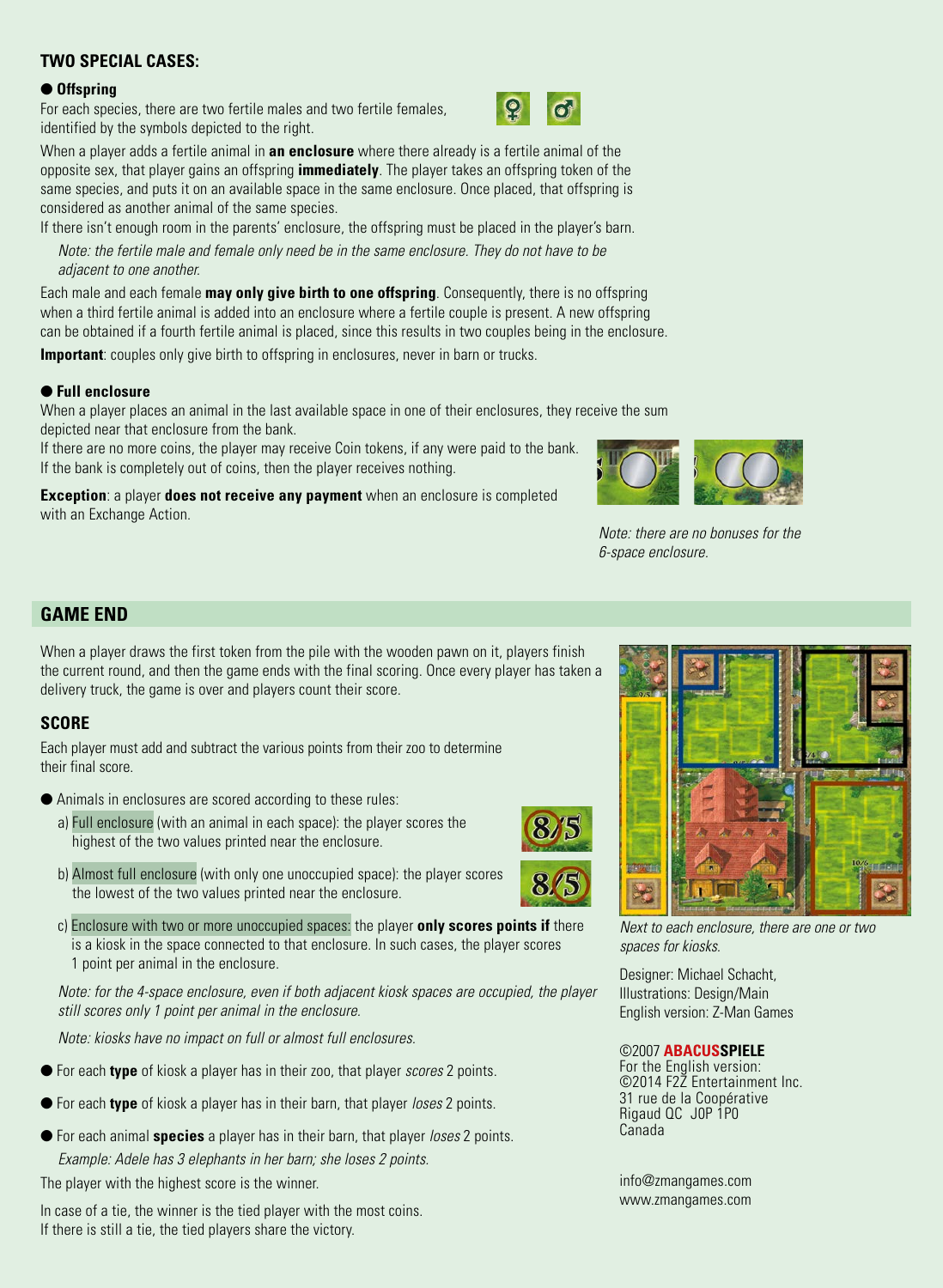## TWO SPECIAL CASES:

● **Offspring**

For each species, there are two fertile males and two fertile females, identified by the symbols depicted to the right.

When a player adds a fertile animal in **an enclosure** where there already is a fertile animal of the opposite sex, that player gains an offspring **immediately**. The player takes an offspring token of the same species, and puts it on an available space in the same enclosure. Once placed, that offspring is considered as another animal of the same species.

If there isn't enough room in the parents' enclosure, the offspring must be placed in the player's barn.

*Note: the fertile male and female only need be in the same enclosure. They do not have to be adjacent to one another.*

Each male and each female **may only give birth to one offspring**. Consequently, there is no offspring when a third fertile animal is added into an enclosure where a fertile couple is present. A new offspring can be obtained if a fourth fertile animal is placed, since this results in two couples being in the enclosure.

**Important**: couples only give birth to offspring in enclosures, never in barn or trucks.

● **Full enclosure**

When a player places an animal in the last available space in one of their enclosures, they receive the sum depicted near that enclosure from the bank.

If there are no more coins, the player may receive Coin tokens, if any were paid to the bank. If the bank is completely out of coins, then the player receives nothing.

**Exception**: a player **does not receive any payment** when an enclosure is completed with an Exchange Action.

*Note: there are no bonuses for the 6-space enclosure.*

## GAME END

When a player draws the first token from the pile with the wooden pawn on it, players finish the current round, and then the game ends with the final scoring. Once every player has taken a delivery truck, the game is over and players count their score.

### SCORE

Each player must add and subtract the various points from their zoo to determine their final score.

● Animals in enclosures are scored according to these rules:

a) Full enclosure (with an animal in each space): the player scores the highest of the two values printed near the enclosure.

b) Almost full enclosure (with only one unoccupied space): the player scores the lowest of the two values printed near the enclosure.

c) Enclosure with two or more unoccupied spaces: the player **only scores points if** there is a kiosk in the space connected to that enclosure. In such cases, the player scores 1 point per animal in the enclosure.

*Note: for the 4-space enclosure, even if both adjacent kiosk spaces are occupied, the player still scores only 1 point per animal in the enclosure.*

*Note: kiosks have no impact on full or almost full enclosures.*

● For each **type** of kiosk a player has in their zoo, that player *scores* 2 points.

● For each **type** of kiosk a player has in their barn, that player *loses* 2 points.

● For each animal **species** a player has in their barn, that player *loses* 2 points.

*Example: Adele has 3 elephants in her barn; she loses 2 points.*

The player with the highest score is the winner.

In case of a tie, the winner is the tied player with the most coins.
If there is still a tie, the tied players share the victory.

*Next to each enclosure, there are one or two spaces for kiosks.*

Designer: Michael Schacht,
Illustrations: Design/Main
English version: Z-Man Games

©2007 **ABACUSSPIELE**
For the English version:
©2014 F2Z Entertainment Inc.
31 rue de la Coopérative
Rigaud QC J0P 1P0
Canada

info@zmangames.com
www.zmangames.com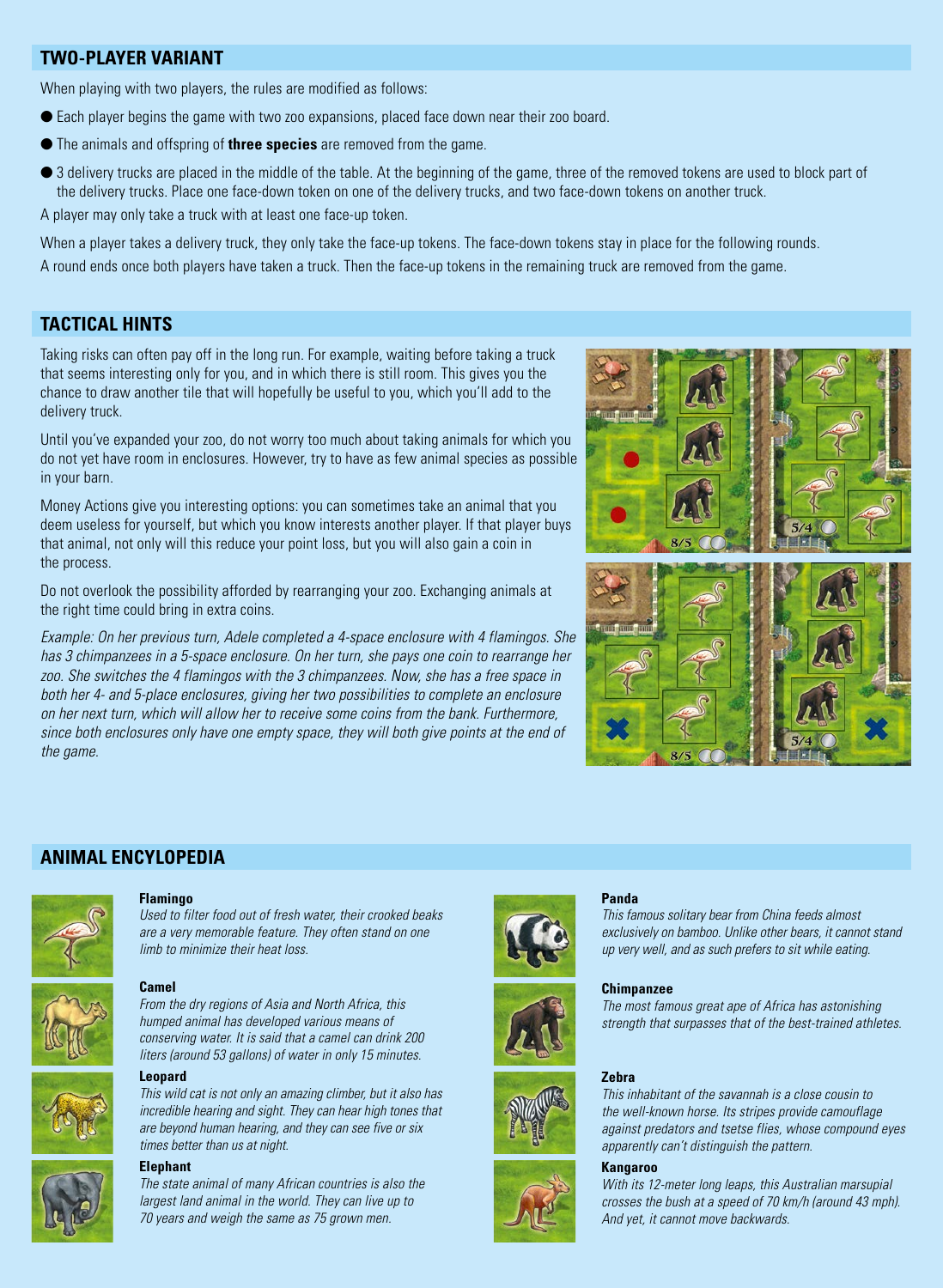## TWO-PLAYER VARIANT

When playing with two players, the rules are modified as follows:

- Each player begins the game with two zoo expansions, placed face down near their zoo board.
- The animals and offspring of **three species** are removed from the game.
- 3 delivery trucks are placed in the middle of the table. At the beginning of the game, three of the removed tokens are used to block part of the delivery trucks. Place one face-down token on one of the delivery trucks, and two face-down tokens on another truck.

A player may only take a truck with at least one face-up token.

When a player takes a delivery truck, they only take the face-up tokens. The face-down tokens stay in place for the following rounds.

A round ends once both players have taken a truck. Then the face-up tokens in the remaining truck are removed from the game.

## TACTICAL HINTS

Taking risks can often pay off in the long run. For example, waiting before taking a truck that seems interesting only for you, and in which there is still room. This gives you the chance to draw another tile that will hopefully be useful to you, which you'll add to the delivery truck.

Until you've expanded your zoo, do not worry too much about taking animals for which you do not yet have room in enclosures. However, try to have as few animal species as possible in your barn.

Money Actions give you interesting options: you can sometimes take an animal that you deem useless for yourself, but which you know interests another player. If that player buys that animal, not only will this reduce your point loss, but you will also gain a coin in the process.

Do not overlook the possibility afforded by rearranging your zoo. Exchanging animals at the right time could bring in extra coins.

*Example: On her previous turn, Adele completed a 4-space enclosure with 4 flamingos. She has 3 chimpanzees in a 5-space enclosure. On her turn, she pays one coin to rearrange her zoo. She switches the 4 flamingos with the 3 chimpanzees. Now, she has a free space in both her 4- and 5-place enclosures, giving her two possibilities to complete an enclosure on her next turn, which will allow her to receive some coins from the bank. Furthermore, since both enclosures only have one empty space, they will both give points at the end of the game.*

## ANIMAL ENCYCLOPEDIA

**Flamingo**
*Used to filter food out of fresh water, their crooked beaks are a very memorable feature. They often stand on one limb to minimize their heat loss.*

**Camel**
*From the dry regions of Asia and North Africa, this humped animal has developed various means of conserving water. It is said that a camel can drink 200 liters (around 53 gallons) of water in only 15 minutes.*

**Leopard**
*This wild cat is not only an amazing climber, but it also has incredible hearing and sight. They can hear high tones that are beyond human hearing, and they can see five or six times better than us at night.*

**Elephant**
*The state animal of many African countries is also the largest land animal in the world. They can live up to 70 years and weigh the same as 75 grown men.*

**Panda**
*This famous solitary bear from China feeds almost exclusively on bamboo. Unlike other bears, it cannot stand up very well, and as such prefers to sit while eating.*

**Chimpanzee**
*The most famous great ape of Africa has astonishing strength that surpasses that of the best-trained athletes.*

**Zebra**
*This inhabitant of the savannah is a close cousin to the well-known horse. Its stripes provide camouflage against predators and tsetse flies, whose compound eyes apparently can't distinguish the pattern.*

**Kangaroo**
*With its 12-meter long leaps, this Australian marsupial crosses the bush at a speed of 70 km/h (around 43 mph). And yet, it cannot move backwards.*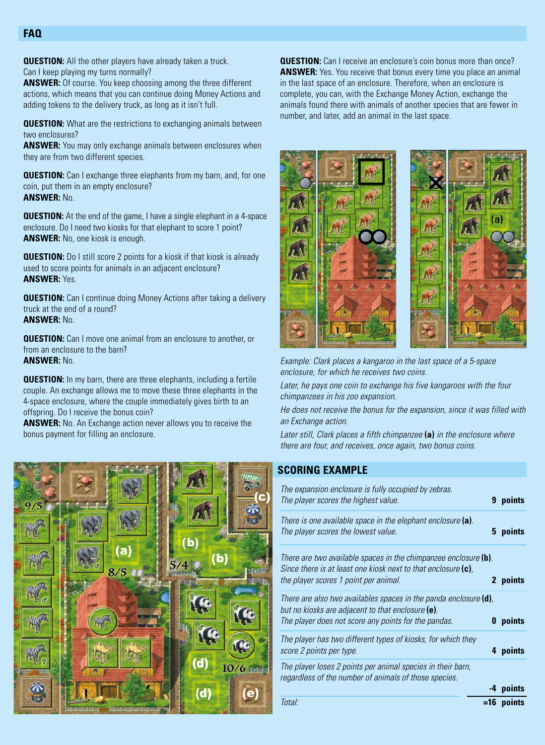## FAQ

**QUESTION:** All the other players have already taken a truck. Can I keep playing my turns normally?
**ANSWER:** Of course. You keep choosing among the three different actions, which means that you can continue doing Money Actions and adding tokens to the delivery truck, as long as it isn't full.

**QUESTION:** What are the restrictions to exchanging animals between two enclosures?
**ANSWER:** You may only exchange animals between enclosures when they are from two different species.

**QUESTION:** Can I exchange three elephants from my barn, and, for one coin, put them in an empty enclosure?
**ANSWER:** No.

**QUESTION:** At the end of the game, I have a single elephant in a 4-space enclosure. Do I need two kiosks for that elephant to score 1 point?
**ANSWER:** No, one kiosk is enough.

**QUESTION:** Do I still score 2 points for a kiosk if that kiosk is already used to score points for animals in an adjacent enclosure?
**ANSWER:** Yes.

**QUESTION:** Can I continue doing Money Actions after taking a delivery truck at the end of a round?
**ANSWER:** No.

**QUESTION:** Can I move one animal from an enclosure to another, or from an enclosure to the barn?
**ANSWER:** No.

**QUESTION:** In my barn, there are three elephants, including a fertile couple. An exchange allows me to move these three elephants in the 4-space enclosure, where the couple immediately gives birth to an offspring. Do I receive the bonus coin?
**ANSWER:** No. An Exchange action never allows you to receive the bonus payment for filling an enclosure.

**QUESTION:** Can I receive an enclosure's coin bonus more than once?
**ANSWER:** Yes. You receive that bonus every time you place an animal in the last space of an enclosure. Therefore, when an enclosure is complete, you can, with the Exchange Money Action, exchange the animals found there with animals of another species that are fewer in number, and later, add an animal in the last space.

*Example: Clark places a kangaroo in the last space of a 5-space enclosure, for which he receives two coins.*

*Later, he pays one coin to exchange his five kangaroos with the four chimpanzees in his zoo expansion.*

*He does not receive the bonus for the expansion, since it was filled with an Exchange action.*

*Later still, Clark places a fifth chimpanzee **(a)** in the enclosure where there are four, and receives, once again, two bonus coins.*

## SCORING EXAMPLE

| | |
|---|---|
| *The expansion enclosure is fully occupied by zebras. The player scores the highest value.* | **9 points** |
| *There is one available space in the elephant enclosure* **(a)**. *The player scores the lowest value.* | **5 points** |
| *There are two available spaces in the chimpanzee enclosure* **(b)**. *Since there is at least one kiosk next to that enclosure* **(c)**, *the player scores 1 point per animal.* | **2 points** |
| *There are also two availables spaces in the panda enclosure* **(d)**, *but no kiosks are adjacent to that enclosure* **(e)**. *The player does not score any points for the pandas.* | **0 points** |
| *The player has two different types of kiosks, for which they score 2 points per type.* | **4 points** |
| *The player loses 2 points per animal species in their barn, regardless of the number of animals of those species.* | **-4 points** |
| *Total:* | **=16 points** |